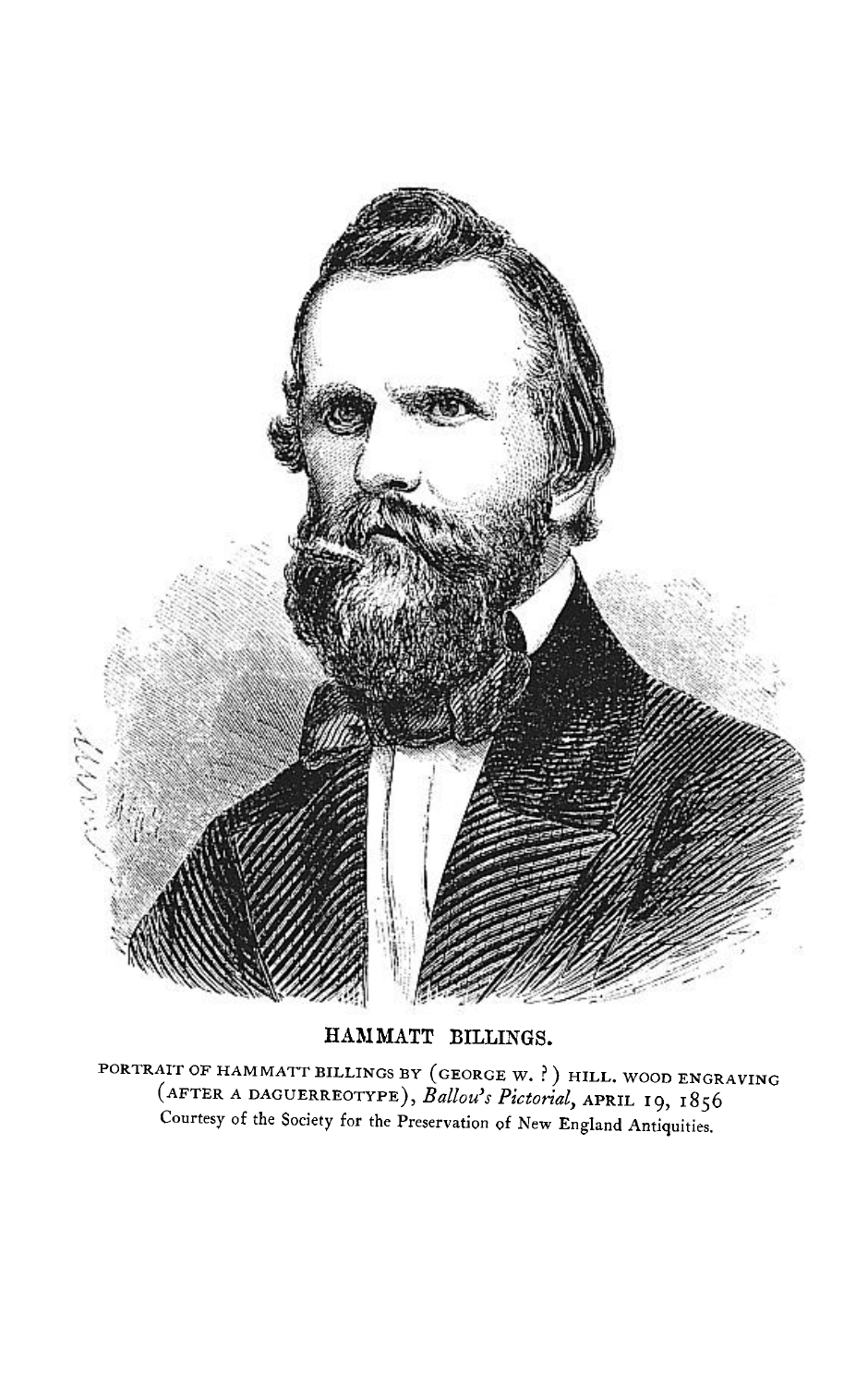**HAMMATT BILLINGS.**

PORTRAIT OF HAMMATT BILLINGS BY (GEORGE W. ?) HILL. WOOD ENGRAVING (AFTER A DAGUERREOTYPE), *Ballou's Pictorial*, APRIL 19, 1856
Courtesy of the Society for the Preservation of New England Antiquities.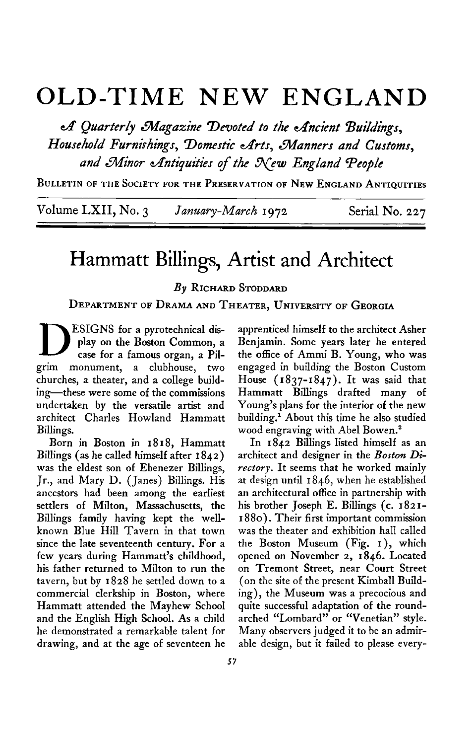# OLD-TIME NEW ENGLAND

*A Quarterly Magazine Devoted to the Ancient Buildings, Household Furnishings, Domestic Arts, Manners and Customs, and Minor Antiquities of the New England People*

BULLETIN OF THE SOCIETY FOR THE PRESERVATION OF NEW ENGLAND ANTIQUITIES

Volume LXII, No. 3 — *January-March* 1972 — Serial No. 227

## Hammatt Billings, Artist and Architect

*By* RICHARD STODDARD

DEPARTMENT OF DRAMA AND THEATER, UNIVERSITY OF GEORGIA

DESIGNS for a pyrotechnical display on the Boston Common, a case for a famous organ, a Pilgrim monument, a clubhouse, two churches, a theater, and a college building—these were some of the commissions undertaken by the versatile artist and architect Charles Howland Hammatt Billings.

Born in Boston in 1818, Hammatt Billings (as he called himself after 1842) was the eldest son of Ebenezer Billings, Jr., and Mary D. (Janes) Billings. His ancestors had been among the earliest settlers of Milton, Massachusetts, the Billings family having kept the well-known Blue Hill Tavern in that town since the late seventeenth century. For a few years during Hammatt's childhood, his father returned to Milton to run the tavern, but by 1828 he settled down to a commercial clerkship in Boston, where Hammatt attended the Mayhew School and the English High School. As a child he demonstrated a remarkable talent for drawing, and at the age of seventeen he apprenticed himself to the architect Asher Benjamin. Some years later he entered the office of Ammi B. Young, who was engaged in building the Boston Custom House (1837-1847). It was said that Hammatt Billings drafted many of Young's plans for the interior of the new building.[1] About this time he also studied wood engraving with Abel Bowen.[2]

In 1842 Billings listed himself as an architect and designer in the *Boston Directory*. It seems that he worked mainly at design until 1846, when he established an architectural office in partnership with his brother Joseph E. Billings (c. 1821-1880). Their first important commission was the theater and exhibition hall called the Boston Museum (Fig. 1), which opened on November 2, 1846. Located on Tremont Street, near Court Street (on the site of the present Kimball Building), the Museum was a precocious and quite successful adaptation of the round-arched "Lombard" or "Venetian" style. Many observers judged it to be an admirable design, but it failed to please every-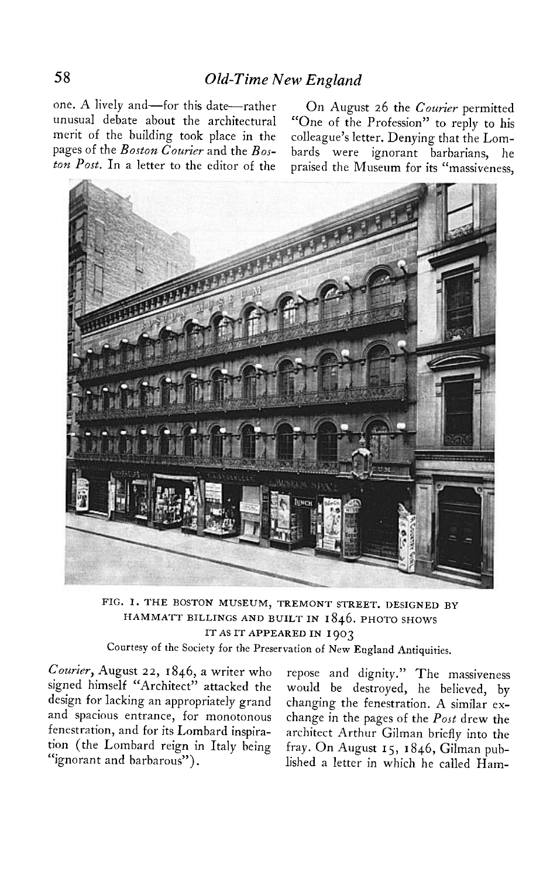one. A lively and—for this date—rather unusual debate about the architectural merit of the building took place in the pages of the *Boston Courier* and the *Boston Post*. In a letter to the editor of the *Courier*, August 22, 1846, a writer who signed himself "Architect" attacked the design for lacking an appropriately grand and spacious entrance, for monotonous fenestration, and for its Lombard inspiration (the Lombard reign in Italy being "ignorant and barbarous").

On August 26 the *Courier* permitted "One of the Profession" to reply to his colleague's letter. Denying that the Lombards were ignorant barbarians, he praised the Museum for its "massiveness, repose and dignity." The massiveness would be destroyed, he believed, by changing the fenestration. A similar exchange in the pages of the *Post* drew the architect Arthur Gilman briefly into the fray. On August 15, 1846, Gilman published a letter in which he called Ham-

FIG. 1. THE BOSTON MUSEUM, TREMONT STREET. DESIGNED BY HAMMATT BILLINGS AND BUILT IN 1846. PHOTO SHOWS IT AS IT APPEARED IN 1903

Courtesy of the Society for the Preservation of New England Antiquities.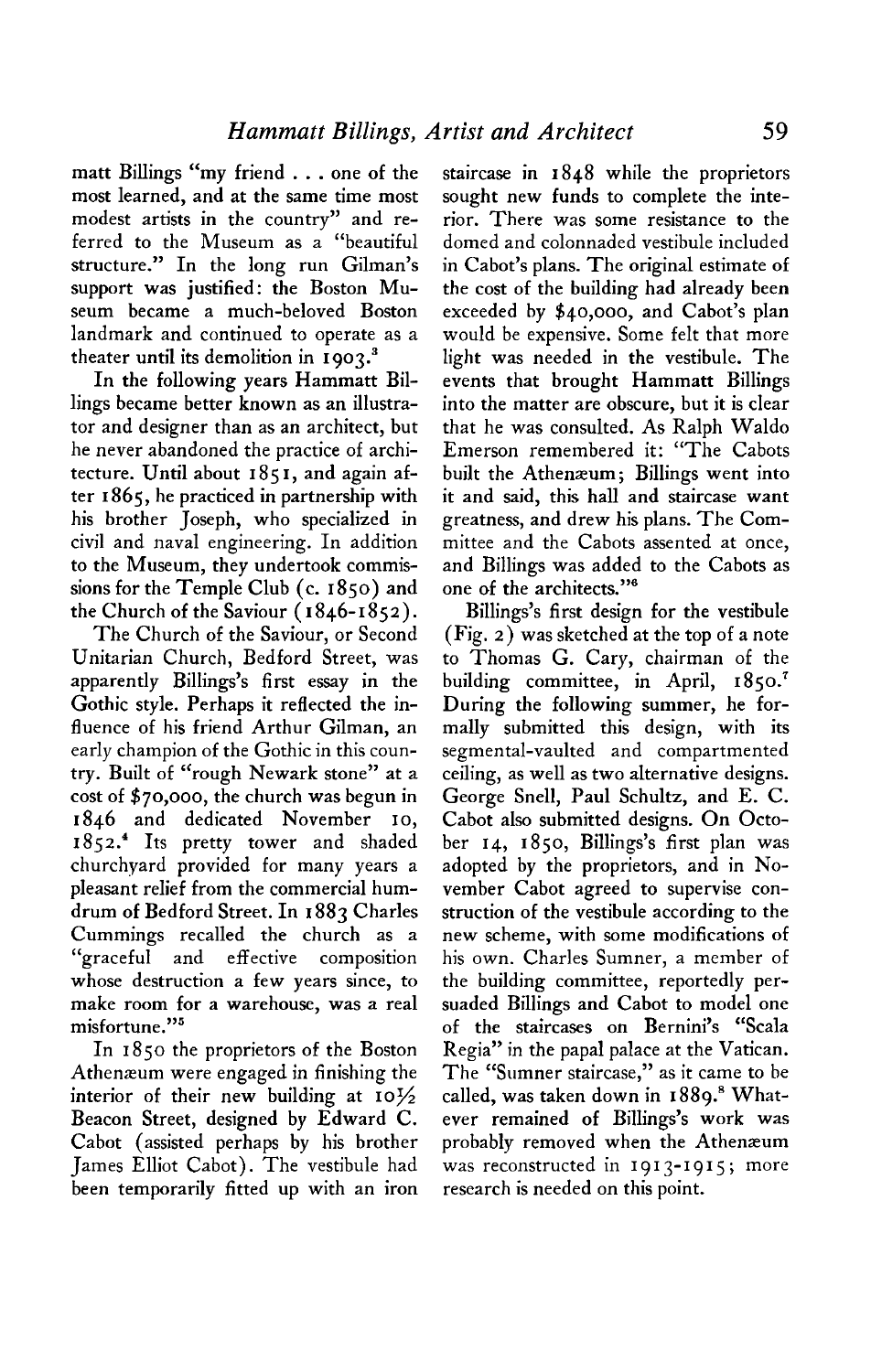matt Billings "my friend . . . one of the most learned, and at the same time most modest artists in the country" and referred to the Museum as a "beautiful structure." In the long run Gilman's support was justified: the Boston Museum became a much-beloved Boston landmark and continued to operate as a theater until its demolition in 1903.[3]

In the following years Hammatt Billings became better known as an illustrator and designer than as an architect, but he never abandoned the practice of architecture. Until about 1851, and again after 1865, he practiced in partnership with his brother Joseph, who specialized in civil and naval engineering. In addition to the Museum, they undertook commissions for the Temple Club (c. 1850) and the Church of the Saviour (1846-1852).

The Church of the Saviour, or Second Unitarian Church, Bedford Street, was apparently Billings's first essay in the Gothic style. Perhaps it reflected the influence of his friend Arthur Gilman, an early champion of the Gothic in this country. Built of "rough Newark stone" at a cost of $70,000, the church was begun in 1846 and dedicated November 10, 1852.[4] Its pretty tower and shaded churchyard provided for many years a pleasant relief from the commercial humdrum of Bedford Street. In 1883 Charles Cummings recalled the church as a "graceful and effective composition whose destruction a few years since, to make room for a warehouse, was a real misfortune."[5]

In 1850 the proprietors of the Boston Athenæum were engaged in finishing the interior of their new building at 10½ Beacon Street, designed by Edward C. Cabot (assisted perhaps by his brother James Elliot Cabot). The vestibule had been temporarily fitted up with an iron staircase in 1848 while the proprietors sought new funds to complete the interior. There was some resistance to the domed and colonnaded vestibule included in Cabot's plans. The original estimate of the cost of the building had already been exceeded by $40,000, and Cabot's plan would be expensive. Some felt that more light was needed in the vestibule. The events that brought Hammatt Billings into the matter are obscure, but it is clear that he was consulted. As Ralph Waldo Emerson remembered it: "The Cabots built the Athenæum; Billings went into it and said, this hall and staircase want greatness, and drew his plans. The Committee and the Cabots assented at once, and Billings was added to the Cabots as one of the architects."[6]

Billings's first design for the vestibule (Fig. 2) was sketched at the top of a note to Thomas G. Cary, chairman of the building committee, in April, 1850.[7] During the following summer, he formally submitted this design, with its segmental-vaulted and compartmented ceiling, as well as two alternative designs. George Snell, Paul Schultz, and E. C. Cabot also submitted designs. On October 14, 1850, Billings's first plan was adopted by the proprietors, and in November Cabot agreed to supervise construction of the vestibule according to the new scheme, with some modifications of his own. Charles Sumner, a member of the building committee, reportedly persuaded Billings and Cabot to model one of the staircases on Bernini's "Scala Regia" in the papal palace at the Vatican. The "Sumner staircase," as it came to be called, was taken down in 1889.[8] Whatever remained of Billings's work was probably removed when the Athenæum was reconstructed in 1913-1915; more research is needed on this point.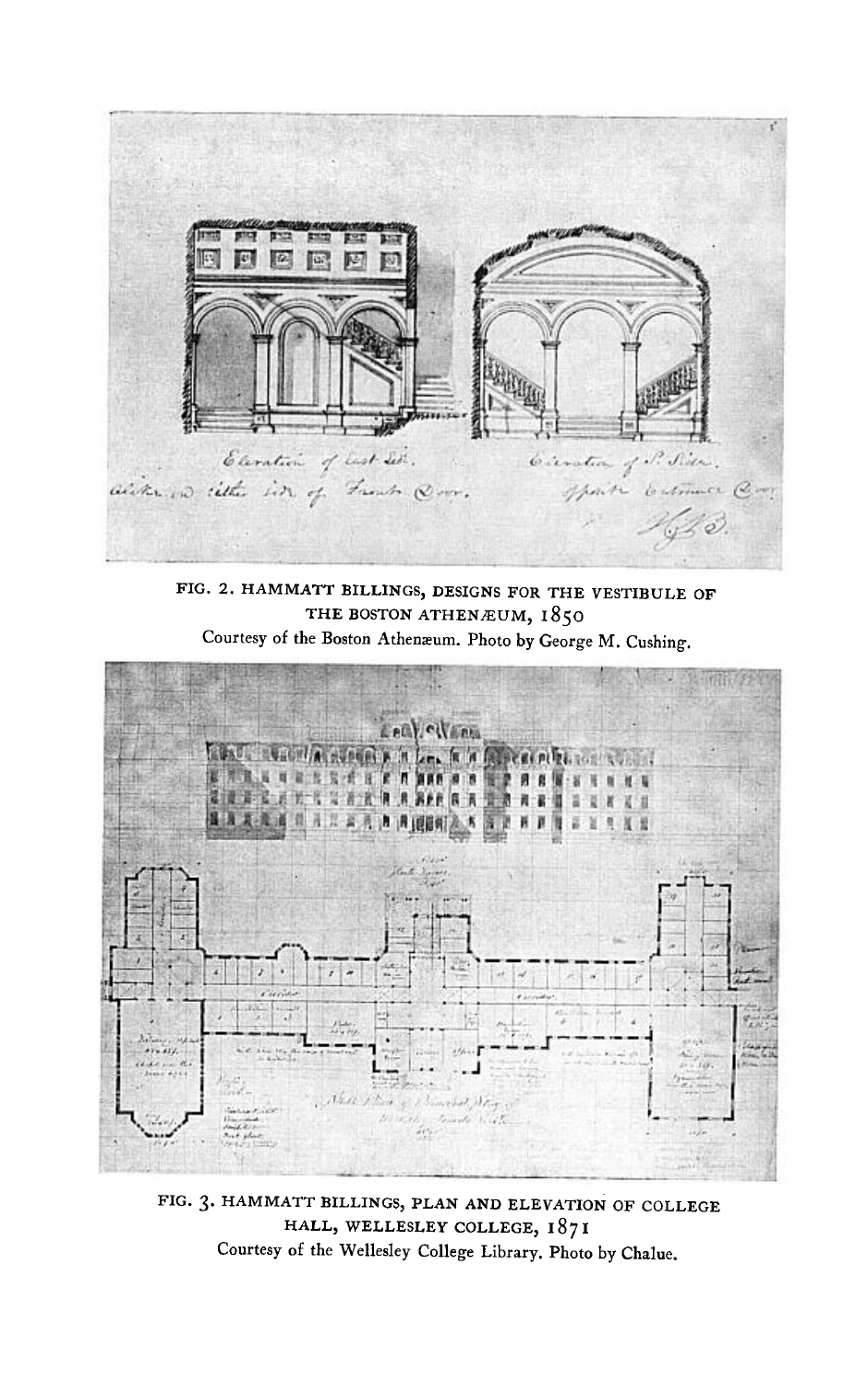FIG. 2. HAMMATT BILLINGS, DESIGNS FOR THE VESTIBULE OF THE BOSTON ATHENÆUM, 1850
Courtesy of the Boston Athenæum. Photo by George M. Cushing.

FIG. 3. HAMMATT BILLINGS, PLAN AND ELEVATION OF COLLEGE HALL, WELLESLEY COLLEGE, 1871
Courtesy of the Wellesley College Library. Photo by Chalue.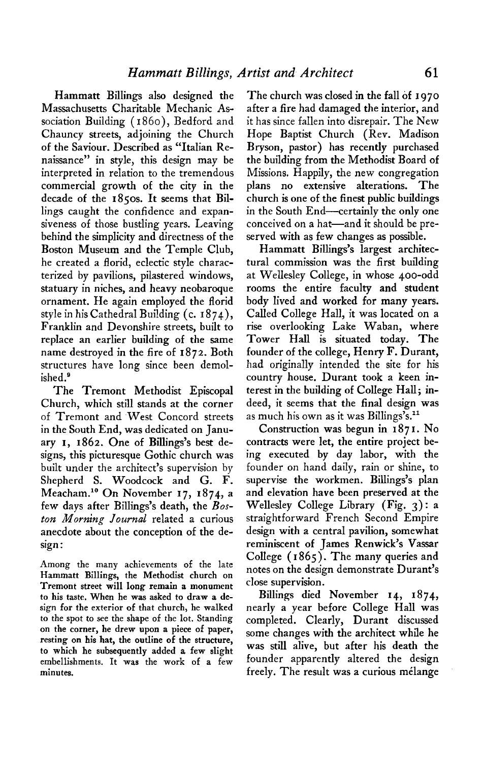Hammatt Billings also designed the Massachusetts Charitable Mechanic Association Building (1860), Bedford and Chauncy streets, adjoining the Church of the Saviour. Described as "Italian Renaissance" in style, this design may be interpreted in relation to the tremendous commercial growth of the city in the decade of the 1850s. It seems that Billings caught the confidence and expansiveness of those bustling years. Leaving behind the simplicity and directness of the Boston Museum and the Temple Club, he created a florid, eclectic style characterized by pavilions, pilastered windows, statuary in niches, and heavy neobaroque ornament. He again employed the florid style in his Cathedral Building (c. 1874), Franklin and Devonshire streets, built to replace an earlier building of the same name destroyed in the fire of 1872. Both structures have long since been demolished.[9]

The Tremont Methodist Episcopal Church, which still stands at the corner of Tremont and West Concord streets in the South End, was dedicated on January 1, 1862. One of Billings's best designs, this picturesque Gothic church was built under the architect's supervision by Shepherd S. Woodcock and G. F. Meacham.[10] On November 17, 1874, a few days after Billings's death, the *Boston Morning Journal* related a curious anecdote about the conception of the design:

> Among the many achievements of the late Hammatt Billings, the Methodist church on Tremont street will long remain a monument to his taste. When he was asked to draw a design for the exterior of that church, he walked to the spot to see the shape of the lot. Standing on the corner, he drew upon a piece of paper, resting on his hat, the outline of the structure, to which he subsequently added a few slight embellishments. It was the work of a few minutes.

The church was closed in the fall of 1970 after a fire had damaged the interior, and it has since fallen into disrepair. The New Hope Baptist Church (Rev. Madison Bryson, pastor) has recently purchased the building from the Methodist Board of Missions. Happily, the new congregation plans no extensive alterations. The church is one of the finest public buildings in the South End—certainly the only one conceived on a hat—and it should be preserved with as few changes as possible.

Hammatt Billings's largest architectural commission was the first building at Wellesley College, in whose 400-odd rooms the entire faculty and student body lived and worked for many years. Called College Hall, it was located on a rise overlooking Lake Waban, where Tower Hall is situated today. The founder of the college, Henry F. Durant, had originally intended the site for his country house. Durant took a keen interest in the building of College Hall; indeed, it seems that the final design was as much his own as it was Billings's.[11]

Construction was begun in 1871. No contracts were let, the entire project being executed by day labor, with the founder on hand daily, rain or shine, to supervise the workmen. Billings's plan and elevation have been preserved at the Wellesley College Library (Fig. 3): a straightforward French Second Empire design with a central pavilion, somewhat reminiscent of James Renwick's Vassar College (1865). The many queries and notes on the design demonstrate Durant's close supervision.

Billings died November 14, 1874, nearly a year before College Hall was completed. Clearly, Durant discussed some changes with the architect while he was still alive, but after his death the founder apparently altered the design freely. The result was a curious mélange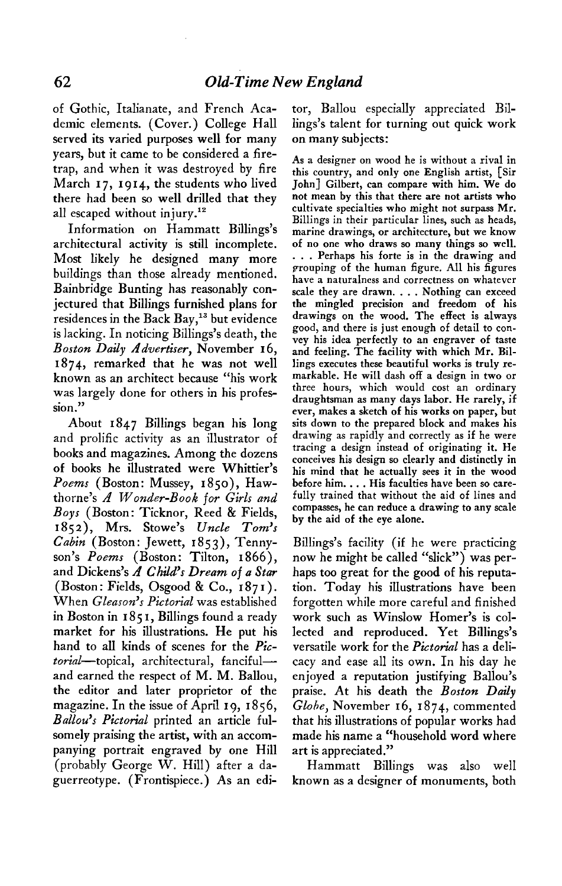of Gothic, Italianate, and French Academic elements. (Cover.) College Hall served its varied purposes well for many years, but it came to be considered a firetrap, and when it was destroyed by fire March 17, 1914, the students who lived there had been so well drilled that they all escaped without injury.[12]

Information on Hammatt Billings's architectural activity is still incomplete. Most likely he designed many more buildings than those already mentioned. Bainbridge Bunting has reasonably conjectured that Billings furnished plans for residences in the Back Bay,[13] but evidence is lacking. In noticing Billings's death, the *Boston Daily Advertiser*, November 16, 1874, remarked that he was not well known as an architect because "his work was largely done for others in his profession."

About 1847 Billings began his long and prolific activity as an illustrator of books and magazines. Among the dozens of books he illustrated were Whittier's *Poems* (Boston: Mussey, 1850), Hawthorne's *A Wonder-Book for Girls and Boys* (Boston: Ticknor, Reed & Fields, 1852), Mrs. Stowe's *Uncle Tom's Cabin* (Boston: Jewett, 1853), Tennyson's *Poems* (Boston: Tilton, 1866), and Dickens's *A Child's Dream of a Star* (Boston: Fields, Osgood & Co., 1871). When *Gleason's Pictorial* was established in Boston in 1851, Billings found a ready market for his illustrations. He put his hand to all kinds of scenes for the *Pictorial*—topical, architectural, fanciful—and earned the respect of M. M. Ballou, the editor and later proprietor of the magazine. In the issue of April 19, 1856, *Ballou's Pictorial* printed an article fulsomely praising the artist, with an accompanying portrait engraved by one Hill (probably George W. Hill) after a daguerreotype. (Frontispiece.) As an editor, Ballou especially appreciated Billings's talent for turning out quick work on many subjects:

> As a designer on wood he is without a rival in this country, and only one English artist, [Sir John] Gilbert, can compare with him. We do not mean by this that there are not artists who cultivate specialties who might not surpass Mr. Billings in their particular lines, such as heads, marine drawings, or architecture, but we know of no one who draws so many things so well. . . . Perhaps his forte is in the drawing and grouping of the human figure. All his figures have a naturalness and correctness on whatever scale they are drawn. . . . Nothing can exceed the mingled precision and freedom of his drawings on the wood. The effect is always good, and there is just enough of detail to convey his idea perfectly to an engraver of taste and feeling. The facility with which Mr. Billings executes these beautiful works is truly remarkable. He will dash off a design in two or three hours, which would cost an ordinary draughtsman as many days labor. He rarely, if ever, makes a sketch of his works on paper, but sits down to the prepared block and makes his drawing as rapidly and correctly as if he were tracing a design instead of originating it. He conceives his design so clearly and distinctly in his mind that he actually sees it in the wood before him. . . . His faculties have been so carefully trained that without the aid of lines and compasses, he can reduce a drawing to any scale by the aid of the eye alone.

Billings's facility (if he were practicing now he might be called "slick") was perhaps too great for the good of his reputation. Today his illustrations have been forgotten while more careful and finished work such as Winslow Homer's is collected and reproduced. Yet Billings's versatile work for the *Pictorial* has a delicacy and ease all its own. In his day he enjoyed a reputation justifying Ballou's praise. At his death the *Boston Daily Globe*, November 16, 1874, commented that his illustrations of popular works had made his name a "household word where art is appreciated."

Hammatt Billings was also well known as a designer of monuments, both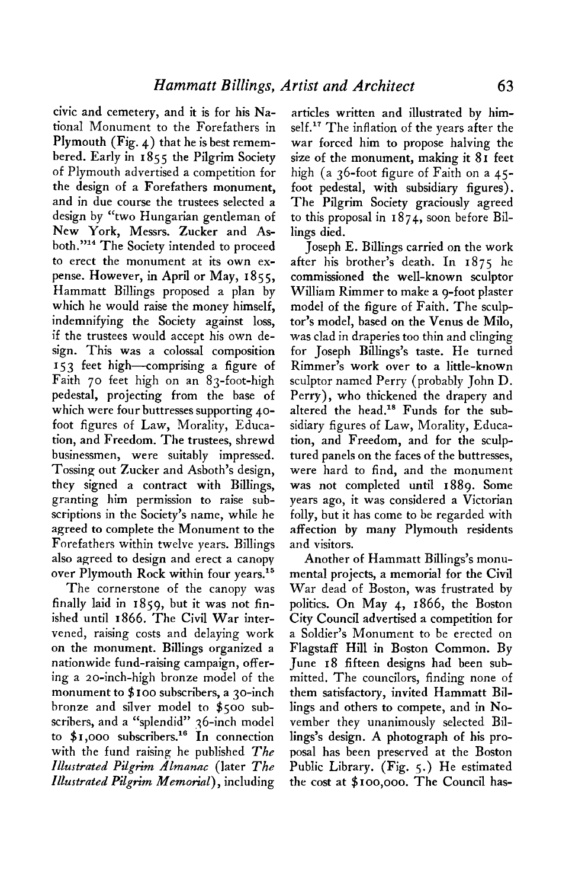civic and cemetery, and it is for his National Monument to the Forefathers in Plymouth (Fig. 4) that he is best remembered. Early in 1855 the Pilgrim Society of Plymouth advertised a competition for the design of a Forefathers monument, and in due course the trustees selected a design by "two Hungarian gentleman of New York, Messrs. Zucker and Asboth."[14] The Society intended to proceed to erect the monument at its own expense. However, in April or May, 1855, Hammatt Billings proposed a plan by which he would raise the money himself, indemnifying the Society against loss, if the trustees would accept his own design. This was a colossal composition 153 feet high—comprising a figure of Faith 70 feet high on an 83-foot-high pedestal, projecting from the base of which were four buttresses supporting 40-foot figures of Law, Morality, Education, and Freedom. The trustees, shrewd businessmen, were suitably impressed. Tossing out Zucker and Asboth's design, they signed a contract with Billings, granting him permission to raise subscriptions in the Society's name, while he agreed to complete the Monument to the Forefathers within twelve years. Billings also agreed to design and erect a canopy over Plymouth Rock within four years.[15]

The cornerstone of the canopy was finally laid in 1859, but it was not finished until 1866. The Civil War intervened, raising costs and delaying work on the monument. Billings organized a nationwide fund-raising campaign, offering a 20-inch-high bronze model of the monument to $100 subscribers, a 30-inch bronze and silver model to $500 subscribers, and a "splendid" 36-inch model to $1,000 subscribers.[16] In connection with the fund raising he published *The Illustrated Pilgrim Almanac* (later *The Illustrated Pilgrim Memorial*), including articles written and illustrated by himself.[17] The inflation of the years after the war forced him to propose halving the size of the monument, making it 81 feet high (a 36-foot figure of Faith on a 45-foot pedestal, with subsidiary figures). The Pilgrim Society graciously agreed to this proposal in 1874, soon before Billings died.

Joseph E. Billings carried on the work after his brother's death. In 1875 he commissioned the well-known sculptor William Rimmer to make a 9-foot plaster model of the figure of Faith. The sculptor's model, based on the Venus de Milo, was clad in draperies too thin and clinging for Joseph Billings's taste. He turned Rimmer's work over to a little-known sculptor named Perry (probably John D. Perry), who thickened the drapery and altered the head.[18] Funds for the subsidiary figures of Law, Morality, Education, and Freedom, and for the sculptured panels on the faces of the buttresses, were hard to find, and the monument was not completed until 1889. Some years ago, it was considered a Victorian folly, but it has come to be regarded with affection by many Plymouth residents and visitors.

Another of Hammatt Billings's monumental projects, a memorial for the Civil War dead of Boston, was frustrated by politics. On May 4, 1866, the Boston City Council advertised a competition for a Soldier's Monument to be erected on Flagstaff Hill in Boston Common. By June 18 fifteen designs had been submitted. The councilors, finding none of them satisfactory, invited Hammatt Billings and others to compete, and in November they unanimously selected Billings's design. A photograph of his proposal has been preserved at the Boston Public Library. (Fig. 5.) He estimated the cost at $100,000. The Council has-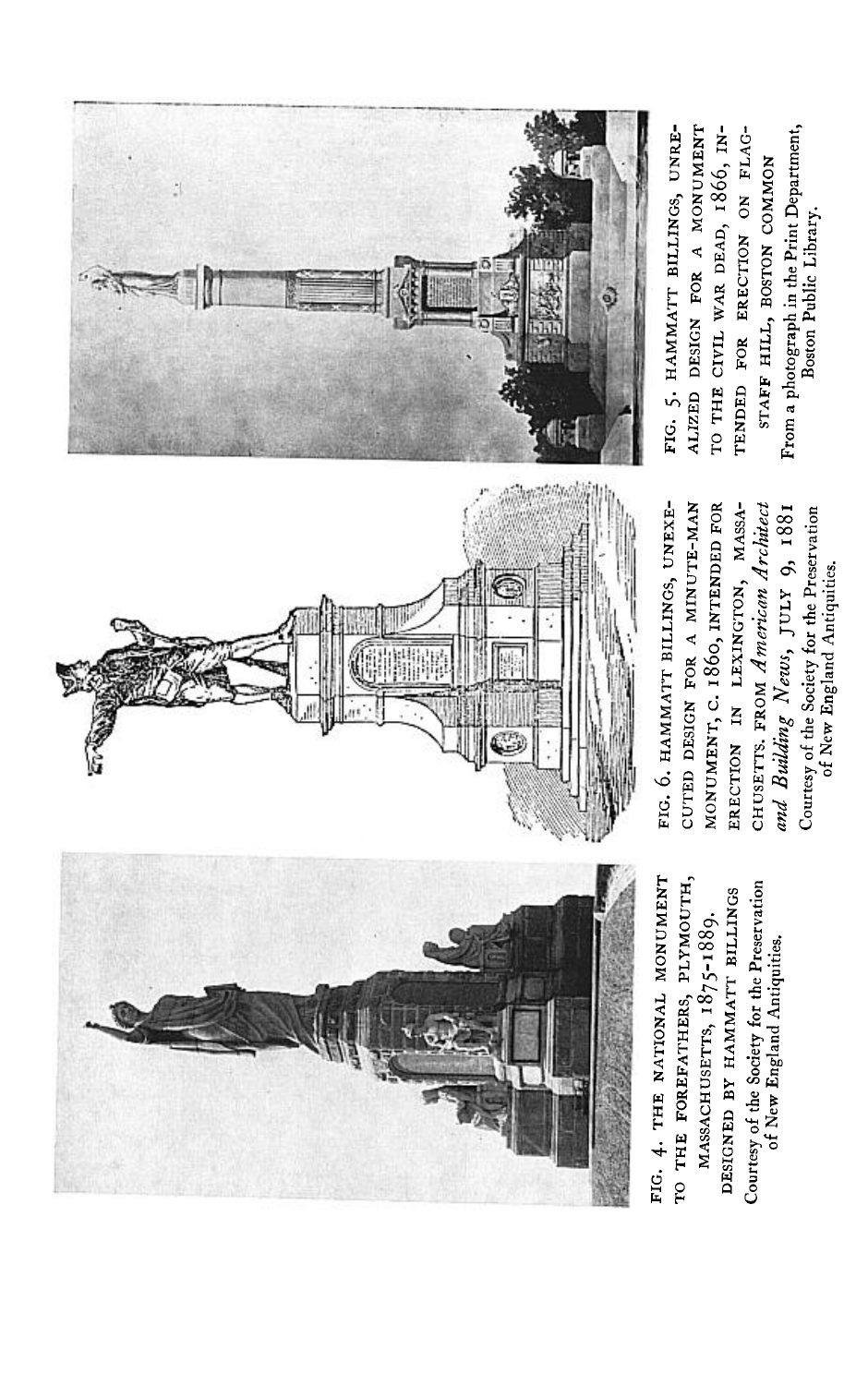FIG. 4. THE NATIONAL MONUMENT TO THE FOREFATHERS, PLYMOUTH, MASSACHUSETTS, 1875-1889. DESIGNED BY HAMMATT BILLINGS

Courtesy of the Society for the Preservation of New England Antiquities.

FIG. 6. HAMMATT BILLINGS, UNEXECUTED DESIGN FOR A MINUTE-MAN MONUMENT, C. 1860, INTENDED FOR ERECTION IN LEXINGTON, MASSACHUSETTS. FROM *American Architect and Building News*, JULY 9, 1881

Courtesy of the Society for the Preservation of New England Antiquities.

FIG. 5. HAMMATT BILLINGS, UNREALIZED DESIGN FOR A MONUMENT TO THE CIVIL WAR DEAD, 1866, INTENDED FOR ERECTION ON FLAGSTAFF HILL, BOSTON COMMON

From a photograph in the Print Department, Boston Public Library.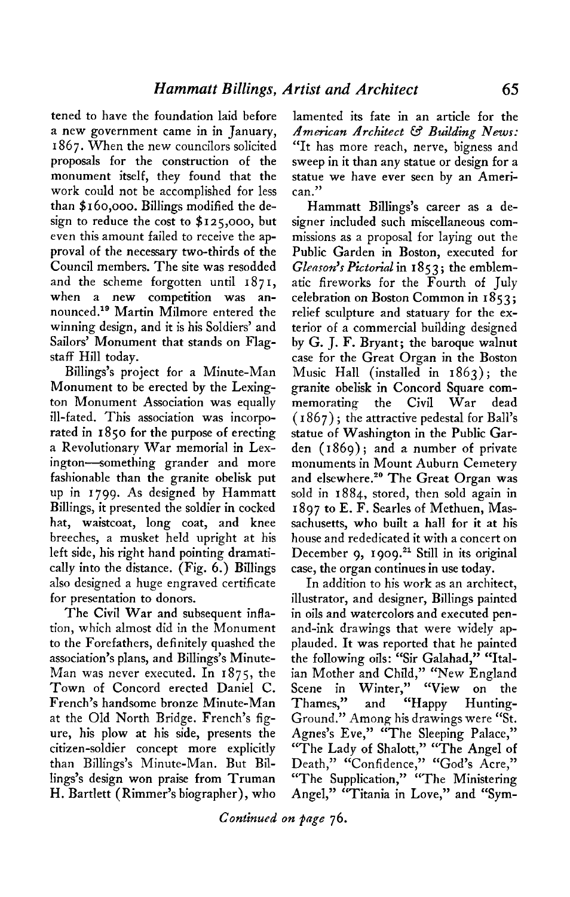tened to have the foundation laid before a new government came in in January, 1867. When the new councilors solicited proposals for the construction of the monument itself, they found that the work could not be accomplished for less than $160,000. Billings modified the design to reduce the cost to $125,000, but even this amount failed to receive the approval of the necessary two-thirds of the Council members. The site was resodded and the scheme forgotten until 1871, when a new competition was announced.[19] Martin Milmore entered the winning design, and it is his Soldiers' and Sailors' Monument that stands on Flagstaff Hill today.

Billings's project for a Minute-Man Monument to be erected by the Lexington Monument Association was equally ill-fated. This association was incorporated in 1850 for the purpose of erecting a Revolutionary War memorial in Lexington—something grander and more fashionable than the granite obelisk put up in 1799. As designed by Hammatt Billings, it presented the soldier in cocked hat, waistcoat, long coat, and knee breeches, a musket held upright at his left side, his right hand pointing dramatically into the distance. (Fig. 6.) Billings also designed a huge engraved certificate for presentation to donors.

The Civil War and subsequent inflation, which almost did in the Monument to the Forefathers, definitely quashed the association's plans, and Billings's Minute-Man was never executed. In 1875, the Town of Concord erected Daniel C. French's handsome bronze Minute-Man at the Old North Bridge. French's figure, his plow at his side, presents the citizen-soldier concept more explicitly than Billings's Minute-Man. But Billings's design won praise from Truman H. Bartlett (Rimmer's biographer), who lamented its fate in an article for the *American Architect & Building News:* "It has more reach, nerve, bigness and sweep in it than any statue or design for a statue we have ever seen by an American."

Hammatt Billings's career as a designer included such miscellaneous commissions as a proposal for laying out the Public Garden in Boston, executed for *Gleason's Pictorial* in 1853; the emblematic fireworks for the Fourth of July celebration on Boston Common in 1853; relief sculpture and statuary for the exterior of a commercial building designed by G. J. F. Bryant; the baroque walnut case for the Great Organ in the Boston Music Hall (installed in 1863); the granite obelisk in Concord Square commemorating the Civil War dead (1867); the attractive pedestal for Ball's statue of Washington in the Public Garden (1869); and a number of private monuments in Mount Auburn Cemetery and elsewhere.[20] The Great Organ was sold in 1884, stored, then sold again in 1897 to E. F. Searles of Methuen, Massachusetts, who built a hall for it at his house and rededicated it with a concert on December 9, 1909.[21] Still in its original case, the organ continues in use today.

In addition to his work as an architect, illustrator, and designer, Billings painted in oils and watercolors and executed pen-and-ink drawings that were widely applauded. It was reported that he painted the following oils: "Sir Galahad," "Italian Mother and Child," "New England Scene in Winter," "View on the Thames," and "Happy Hunting-Ground." Among his drawings were "St. Agnes's Eve," "The Sleeping Palace," "The Lady of Shalott," "The Angel of Death," "Confidence," "God's Acre," "The Supplication," "The Ministering Angel," "Titania in Love," and "Sym-

*Continued on page 76.*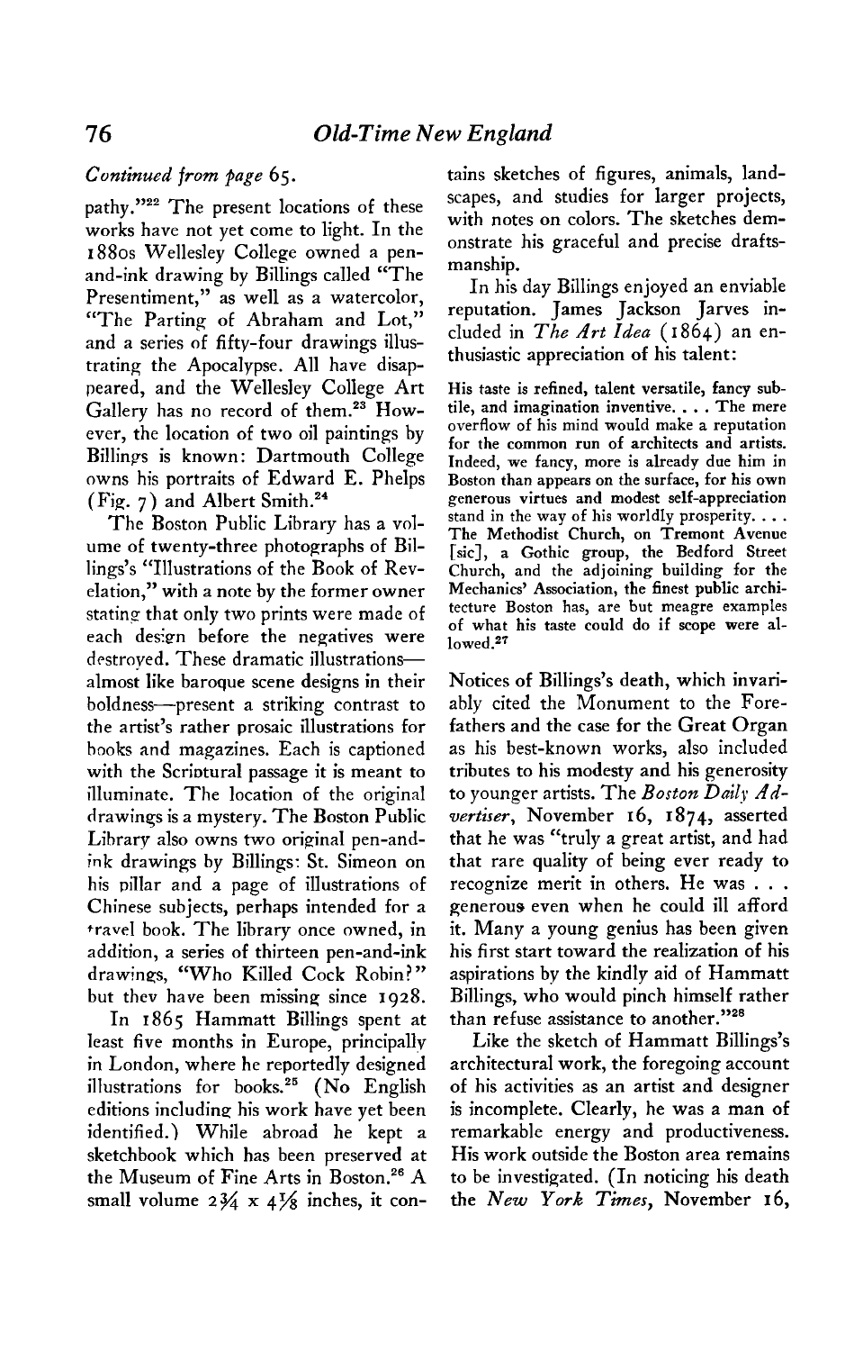*Continued from page 65.*

pathy."[22] The present locations of these works have not yet come to light. In the 1880s Wellesley College owned a pen-and-ink drawing by Billings called "The Presentiment," as well as a watercolor, "The Parting of Abraham and Lot," and a series of fifty-four drawings illustrating the Apocalypse. All have disappeared, and the Wellesley College Art Gallery has no record of them.[23] However, the location of two oil paintings by Billings is known: Dartmouth College owns his portraits of Edward E. Phelps (Fig. 7) and Albert Smith.[24]

The Boston Public Library has a volume of twenty-three photographs of Billings's "Illustrations of the Book of Revelation," with a note by the former owner stating that only two prints were made of each design before the negatives were destroyed. These dramatic illustrations—almost like baroque scene designs in their boldness—present a striking contrast to the artist's rather prosaic illustrations for books and magazines. Each is captioned with the Scriptural passage it is meant to illuminate. The location of the original drawings is a mystery. The Boston Public Library also owns two original pen-and-ink drawings by Billings: St. Simeon on his pillar and a page of illustrations of Chinese subjects, perhaps intended for a travel book. The library once owned, in addition, a series of thirteen pen-and-ink drawings, "Who Killed Cock Robin?" but they have been missing since 1928.

In 1865 Hammatt Billings spent at least five months in Europe, principally in London, where he reportedly designed illustrations for books.[25] (No English editions including his work have yet been identified.) While abroad he kept a sketchbook which has been preserved at the Museum of Fine Arts in Boston.[26] A small volume 2¾ x 4⅛ inches, it contains sketches of figures, animals, landscapes, and studies for larger projects, with notes on colors. The sketches demonstrate his graceful and precise draftsmanship.

In his day Billings enjoyed an enviable reputation. James Jackson Jarves included in *The Art Idea* (1864) an enthusiastic appreciation of his talent:

> His taste is refined, talent versatile, fancy subtile, and imagination inventive. . . . The mere overflow of his mind would make a reputation for the common run of architects and artists. Indeed, we fancy, more is already due him in Boston than appears on the surface, for his own generous virtues and modest self-appreciation stand in the way of his worldly prosperity. . . . The Methodist Church, on Tremont Avenue [sic], a Gothic group, the Bedford Street Church, and the adjoining building for the Mechanics' Association, the finest public architecture Boston has, are but meagre examples of what his taste could do if scope were allowed.[27]

Notices of Billings's death, which invariably cited the Monument to the Forefathers and the case for the Great Organ as his best-known works, also included tributes to his modesty and his generosity to younger artists. The *Boston Daily Advertiser*, November 16, 1874, asserted that he was "truly a great artist, and had that rare quality of being ever ready to recognize merit in others. He was . . . generous even when he could ill afford it. Many a young genius has been given his first start toward the realization of his aspirations by the kindly aid of Hammatt Billings, who would pinch himself rather than refuse assistance to another."[28]

Like the sketch of Hammatt Billings's architectural work, the foregoing account of his activities as an artist and designer is incomplete. Clearly, he was a man of remarkable energy and productiveness. His work outside the Boston area remains to be investigated. (In noticing his death the *New York Times*, November 16,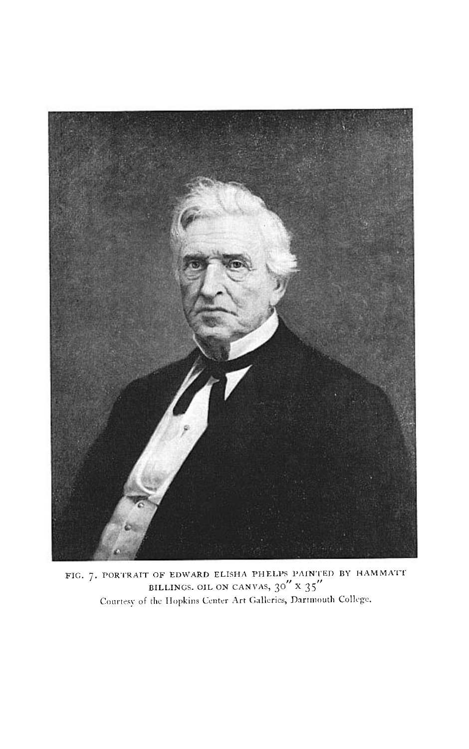FIG. 7. PORTRAIT OF EDWARD ELISHA PHELPS PAINTED BY HAMMATT BILLINGS. OIL ON CANVAS, 30″ x 35″

Courtesy of the Hopkins Center Art Galleries, Dartmouth College.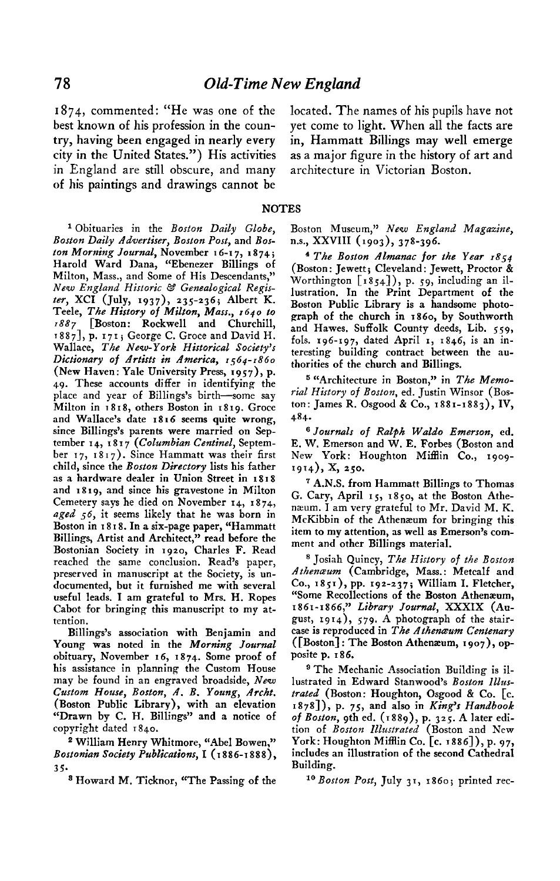1874, commented: "He was one of the best known of his profession in the country, having been engaged in nearly every city in the United States.") His activities in England are still obscure, and many of his paintings and drawings cannot be located. The names of his pupils have not yet come to light. When all the facts are in, Hammatt Billings may well emerge as a major figure in the history of art and architecture in Victorian Boston.

## NOTES

[1] Obituaries in the *Boston Daily Globe*, *Boston Daily Advertiser*, *Boston Post*, and *Boston Morning Journal*, November 16-17, 1874; Harold Ward Dana, "Ebenezer Billings of Milton, Mass., and Some of His Descendants," *New England Historic & Genealogical Register*, XCI (July, 1937), 235-236; Albert K. Teele, *The History of Milton, Mass., 1640 to 1887* [Boston: Rockwell and Churchill, 1887], p. 171; George C. Groce and David H. Wallace, *The New-York Historical Society's Dictionary of Artists in America, 1564-1860* (New Haven: Yale University Press, 1957), p. 49. These accounts differ in identifying the place and year of Billings's birth—some say Milton in 1818, others Boston in 1819. Groce and Wallace's date 1816 seems quite wrong, since Billings's parents were married on September 14, 1817 (*Columbian Centinel*, September 17, 1817). Since Hammatt was their first child, since the *Boston Directory* lists his father as a hardware dealer in Union Street in 1818 and 1819, and since his gravestone in Milton Cemetery says he died on November 14, 1874, *aged 56*, it seems likely that he was born in Boston in 1818. In a six-page paper, "Hammatt Billings, Artist and Architect," read before the Bostonian Society in 1920, Charles F. Read reached the same conclusion. Read's paper, preserved in manuscript at the Society, is undocumented, but it furnished me with several useful leads. I am grateful to Mrs. H. Ropes Cabot for bringing this manuscript to my attention.

Billings's association with Benjamin and Young was noted in the *Morning Journal* obituary, November 16, 1874. Some proof of his assistance in planning the Custom House may be found in an engraved broadside, *New Custom House, Boston, A. B. Young, Archt.* (Boston Public Library), with an elevation "Drawn by C. H. Billings" and a notice of copyright dated 1840.

[2] William Henry Whitmore, "Abel Bowen," *Bostonian Society Publications*, I (1886-1888), 35.

[3] Howard M. Ticknor, "The Passing of the Boston Museum," *New England Magazine*, n.s., XXVIII (1903), 378-396.

[4] *The Boston Almanac for the Year 1854* (Boston: Jewett; Cleveland: Jewett, Proctor & Worthington [1854]), p. 59, including an illustration. In the Print Department of the Boston Public Library is a handsome photograph of the church in 1860, by Southworth and Hawes. Suffolk County deeds, Lib. 559, fols. 196-197, dated April 1, 1846, is an interesting building contract between the authorities of the church and Billings.

[5] "Architecture in Boston," in *The Memorial History of Boston*, ed. Justin Winsor (Boston: James R. Osgood & Co., 1881-1883), IV, 484.

[6] *Journals of Ralph Waldo Emerson*, ed. E. W. Emerson and W. E. Forbes (Boston and New York: Houghton Mifflin Co., 1909-1914), X, 250.

[7] A.N.S. from Hammatt Billings to Thomas G. Cary, April 15, 1850, at the Boston Athenæum. I am very grateful to Mr. David M. K. McKibbin of the Athenæum for bringing this item to my attention, as well as Emerson's comment and other Billings material.

[8] Josiah Quincy, *The History of the Boston Athenæum* (Cambridge, Mass.: Metcalf and Co., 1851), pp. 192-237; William I. Fletcher, "Some Recollections of the Boston Athenæum, 1861-1866," *Library Journal*, XXXIX (August, 1914), 579. A photograph of the staircase is reproduced in *The Athenæum Centenary* ([Boston]: The Boston Athenæum, 1907), opposite p. 186.

[9] The Mechanic Association Building is illustrated in Edward Stanwood's *Boston Illustrated* (Boston: Houghton, Osgood & Co. [c. 1878]), p. 75, and also in *King's Handbook of Boston*, 9th ed. (1889), p. 325. A later edition of *Boston Illustrated* (Boston and New York: Houghton Mifflin Co. [c. 1886]), p. 97, includes an illustration of the second Cathedral Building.

[10] *Boston Post*, July 31, 1860; printed rec-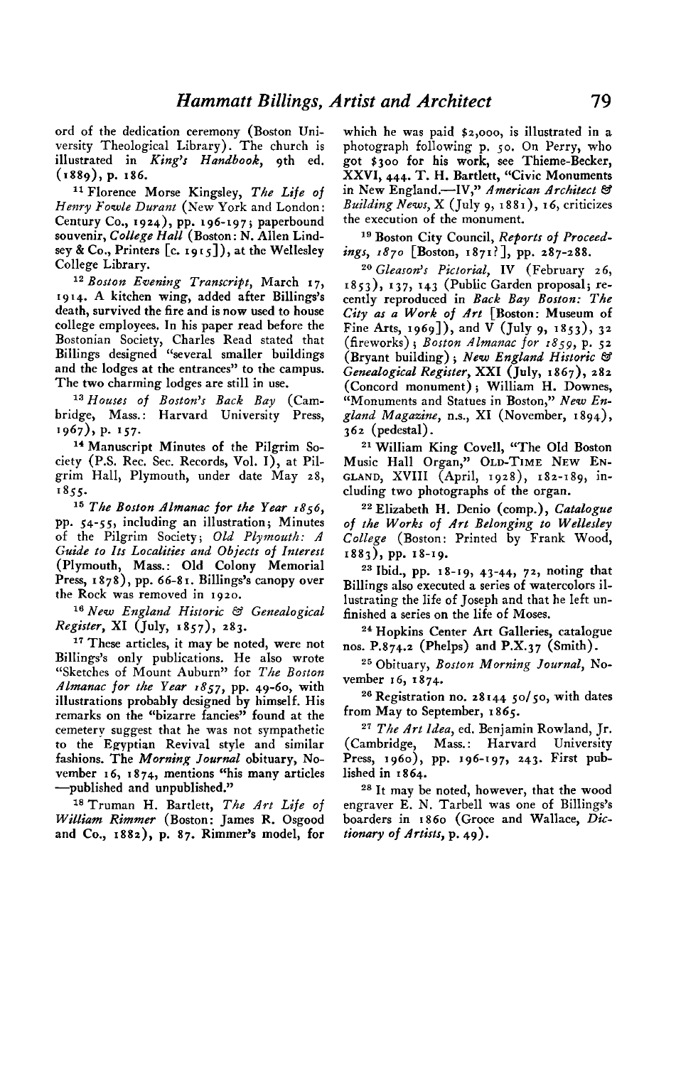ord of the dedication ceremony (Boston University Theological Library). The church is illustrated in *King's Handbook*, 9th ed. (1889), p. 186.

[11] Florence Morse Kingsley, *The Life of Henry Fowle Durant* (New York and London: Century Co., 1924), pp. 196-197; paperbound souvenir, *College Hall* (Boston: N. Allen Lindsey & Co., Printers [c. 1915]), at the Wellesley College Library.

[12] *Boston Evening Transcript*, March 17, 1914. A kitchen wing, added after Billings's death, survived the fire and is now used to house college employees. In his paper read before the Bostonian Society, Charles Read stated that Billings designed "several smaller buildings and the lodges at the entrances" to the campus. The two charming lodges are still in use.

[13] *Houses of Boston's Back Bay* (Cambridge, Mass.: Harvard University Press, 1967), p. 157.

[14] Manuscript Minutes of the Pilgrim Society (P.S. Rec. Sec. Records, Vol. I), at Pilgrim Hall, Plymouth, under date May 28, 1855.

[15] *The Boston Almanac for the Year 1856*, pp. 54-55, including an illustration; Minutes of the Pilgrim Society; *Old Plymouth: A Guide to Its Localities and Objects of Interest* (Plymouth, Mass.: Old Colony Memorial Press, 1878), pp. 66-81. Billings's canopy over the Rock was removed in 1920.

[16] *New England Historic & Genealogical Register*, XI (July, 1857), 283.

[17] These articles, it may be noted, were not Billings's only publications. He also wrote "Sketches of Mount Auburn" for *The Boston Almanac for the Year 1857*, pp. 49-60, with illustrations probably designed by himself. His remarks on the "bizarre fancies" found at the cemetery suggest that he was not sympathetic to the Egyptian Revival style and similar fashions. The *Morning Journal* obituary, November 16, 1874, mentions "his many articles —published and unpublished."

[18] Truman H. Bartlett, *The Art Life of William Rimmer* (Boston: James R. Osgood and Co., 1882), p. 87. Rimmer's model, for which he was paid $2,000, is illustrated in a photograph following p. 50. On Perry, who got $300 for his work, see Thieme-Becker, XXVI, 444. T. H. Bartlett, "Civic Monuments in New England.—IV," *American Architect & Building News*, X (July 9, 1881), 16, criticizes the execution of the monument.

[19] Boston City Council, *Reports of Proceedings, 1870* [Boston, 1871?], pp. 287-288.

[20] *Gleason's Pictorial*, IV (February 26, 1853), 137, 143 (Public Garden proposal; recently reproduced in *Back Bay Boston: The City as a Work of Art* [Boston: Museum of Fine Arts, 1969]), and V (July 9, 1853), 32 (fireworks); *Boston Almanac for 1859*, p. 52 (Bryant building); *New England Historic & Genealogical Register*, XXI (July, 1867), 282 (Concord monument); William H. Downes, "Monuments and Statues in Boston," *New England Magazine*, n.s., XI (November, 1894), 362 (pedestal).

[21] William King Covell, "The Old Boston Music Hall Organ," OLD-TIME NEW ENGLAND, XVIII (April, 1928), 182-189, including two photographs of the organ.

[22] Elizabeth H. Denio (comp.), *Catalogue of the Works of Art Belonging to Wellesley College* (Boston: Printed by Frank Wood, 1883), pp. 18-19.

[23] Ibid., pp. 18-19, 43-44, 72, noting that Billings also executed a series of watercolors illustrating the life of Joseph and that he left unfinished a series on the life of Moses.

[24] Hopkins Center Art Galleries, catalogue nos. P.874.2 (Phelps) and P.X.37 (Smith).

[25] Obituary, *Boston Morning Journal*, November 16, 1874.

[26] Registration no. 28144 50/50, with dates from May to September, 1865.

[27] *The Art Idea*, ed. Benjamin Rowland, Jr. (Cambridge, Mass.: Harvard University Press, 1960), pp. 196-197, 243. First published in 1864.

[28] It may be noted, however, that the wood engraver E. N. Tarbell was one of Billings's boarders in 1860 (Groce and Wallace, *Dictionary of Artists*, p. 49).